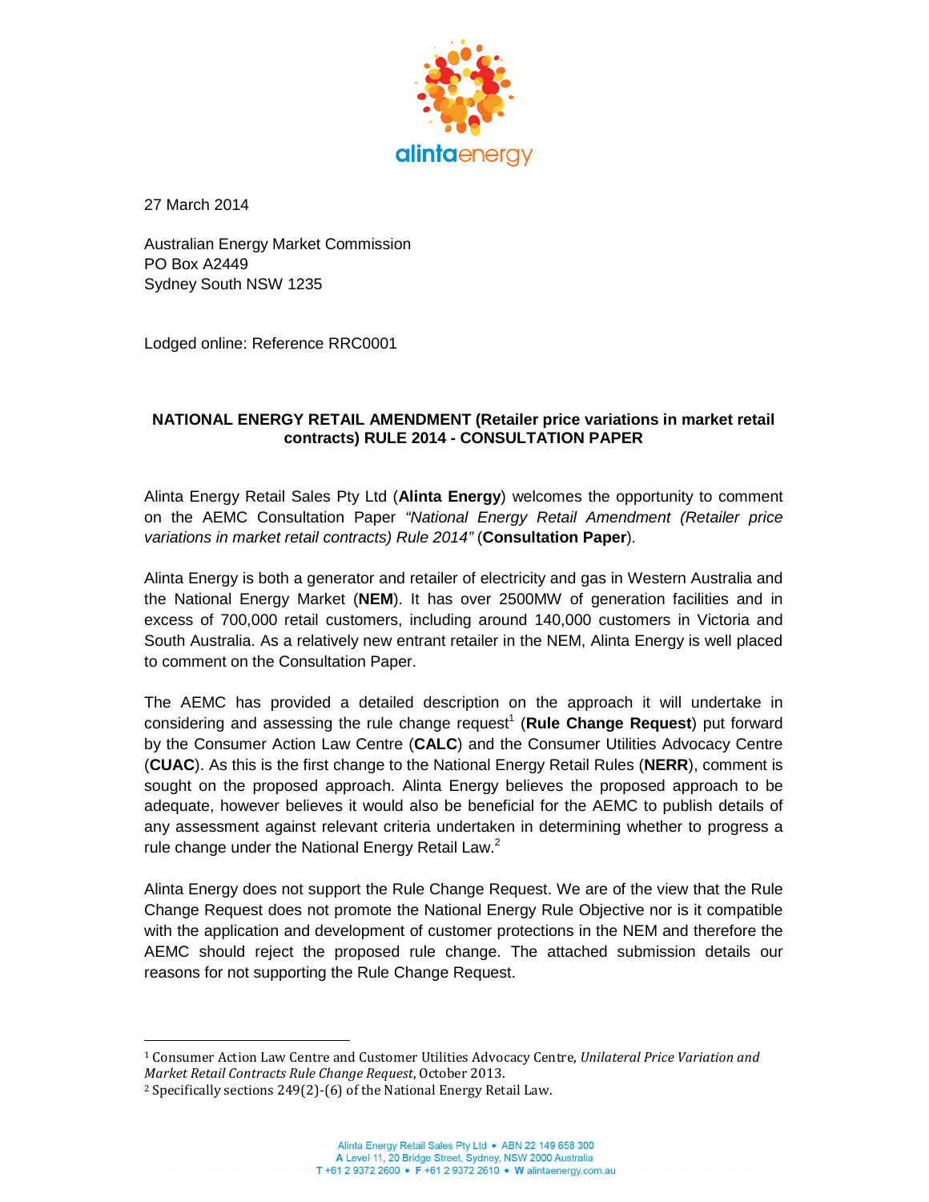alintaenergy

27 March 2014

Australian Energy Market Commission
PO Box A2449
Sydney South NSW 1235

Lodged online: Reference RRC0001

**NATIONAL ENERGY RETAIL AMENDMENT (Retailer price variations in market retail contracts) RULE 2014 - CONSULTATION PAPER**

Alinta Energy Retail Sales Pty Ltd (**Alinta Energy**) welcomes the opportunity to comment on the AEMC Consultation Paper *"National Energy Retail Amendment (Retailer price variations in market retail contracts) Rule 2014"* (**Consultation Paper**).

Alinta Energy is both a generator and retailer of electricity and gas in Western Australia and the National Energy Market (**NEM**). It has over 2500MW of generation facilities and in excess of 700,000 retail customers, including around 140,000 customers in Victoria and South Australia. As a relatively new entrant retailer in the NEM, Alinta Energy is well placed to comment on the Consultation Paper.

The AEMC has provided a detailed description on the approach it will undertake in considering and assessing the rule change request[1] (**Rule Change Request**) put forward by the Consumer Action Law Centre (**CALC**) and the Consumer Utilities Advocacy Centre (**CUAC**). As this is the first change to the National Energy Retail Rules (**NERR**), comment is sought on the proposed approach. Alinta Energy believes the proposed approach to be adequate, however believes it would also be beneficial for the AEMC to publish details of any assessment against relevant criteria undertaken in determining whether to progress a rule change under the National Energy Retail Law.[2]

Alinta Energy does not support the Rule Change Request. We are of the view that the Rule Change Request does not promote the National Energy Rule Objective nor is it compatible with the application and development of customer protections in the NEM and therefore the AEMC should reject the proposed rule change. The attached submission details our reasons for not supporting the Rule Change Request.

---

[1] Consumer Action Law Centre and Customer Utilities Advocacy Centre, *Unilateral Price Variation and Market Retail Contracts Rule Change Request*, October 2013.

[2] Specifically sections 249(2)-(6) of the National Energy Retail Law.

Alinta Energy Retail Sales Pty Ltd • ABN 22 149 658 300
A Level 11, 20 Bridge Street, Sydney, NSW 2000 Australia
T +61 2 9372 2600 • F +61 2 9372 2610 • W alintaenergy.com.au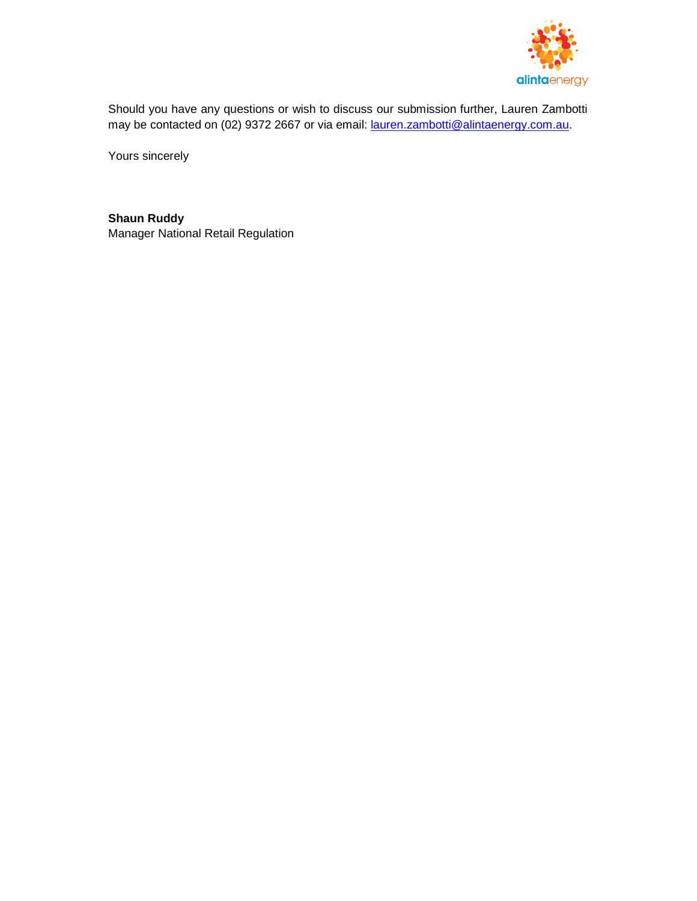Should you have any questions or wish to discuss our submission further, Lauren Zambotti may be contacted on (02) 9372 2667 or via email: lauren.zambotti@alintaenergy.com.au.

Yours sincerely

**Shaun Ruddy**
Manager National Retail Regulation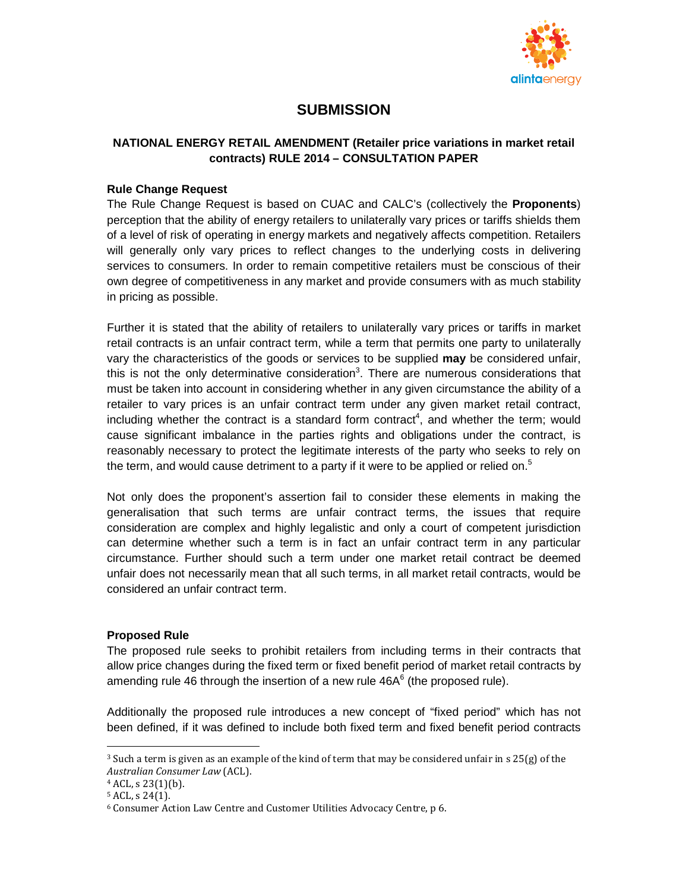# SUBMISSION

### NATIONAL ENERGY RETAIL AMENDMENT (Retailer price variations in market retail contracts) RULE 2014 – CONSULTATION PAPER

**Rule Change Request**

The Rule Change Request is based on CUAC and CALC's (collectively the **Proponents**) perception that the ability of energy retailers to unilaterally vary prices or tariffs shields them of a level of risk of operating in energy markets and negatively affects competition. Retailers will generally only vary prices to reflect changes to the underlying costs in delivering services to consumers. In order to remain competitive retailers must be conscious of their own degree of competitiveness in any market and provide consumers with as much stability in pricing as possible.

Further it is stated that the ability of retailers to unilaterally vary prices or tariffs in market retail contracts is an unfair contract term, while a term that permits one party to unilaterally vary the characteristics of the goods or services to be supplied **may** be considered unfair, this is not the only determinative consideration[3]. There are numerous considerations that must be taken into account in considering whether in any given circumstance the ability of a retailer to vary prices is an unfair contract term under any given market retail contract, including whether the contract is a standard form contract[4], and whether the term; would cause significant imbalance in the parties rights and obligations under the contract, is reasonably necessary to protect the legitimate interests of the party who seeks to rely on the term, and would cause detriment to a party if it were to be applied or relied on.[5]

Not only does the proponent's assertion fail to consider these elements in making the generalisation that such terms are unfair contract terms, the issues that require consideration are complex and highly legalistic and only a court of competent jurisdiction can determine whether such a term is in fact an unfair contract term in any particular circumstance. Further should such a term under one market retail contract be deemed unfair does not necessarily mean that all such terms, in all market retail contracts, would be considered an unfair contract term.

**Proposed Rule**

The proposed rule seeks to prohibit retailers from including terms in their contracts that allow price changes during the fixed term or fixed benefit period of market retail contracts by amending rule 46 through the insertion of a new rule 46A[6] (the proposed rule).

Additionally the proposed rule introduces a new concept of "fixed period" which has not been defined, if it was defined to include both fixed term and fixed benefit period contracts

---

[3] Such a term is given as an example of the kind of term that may be considered unfair in s 25(g) of the *Australian Consumer Law* (ACL).

[4] ACL, s 23(1)(b).

[5] ACL, s 24(1).

[6] Consumer Action Law Centre and Customer Utilities Advocacy Centre, p 6.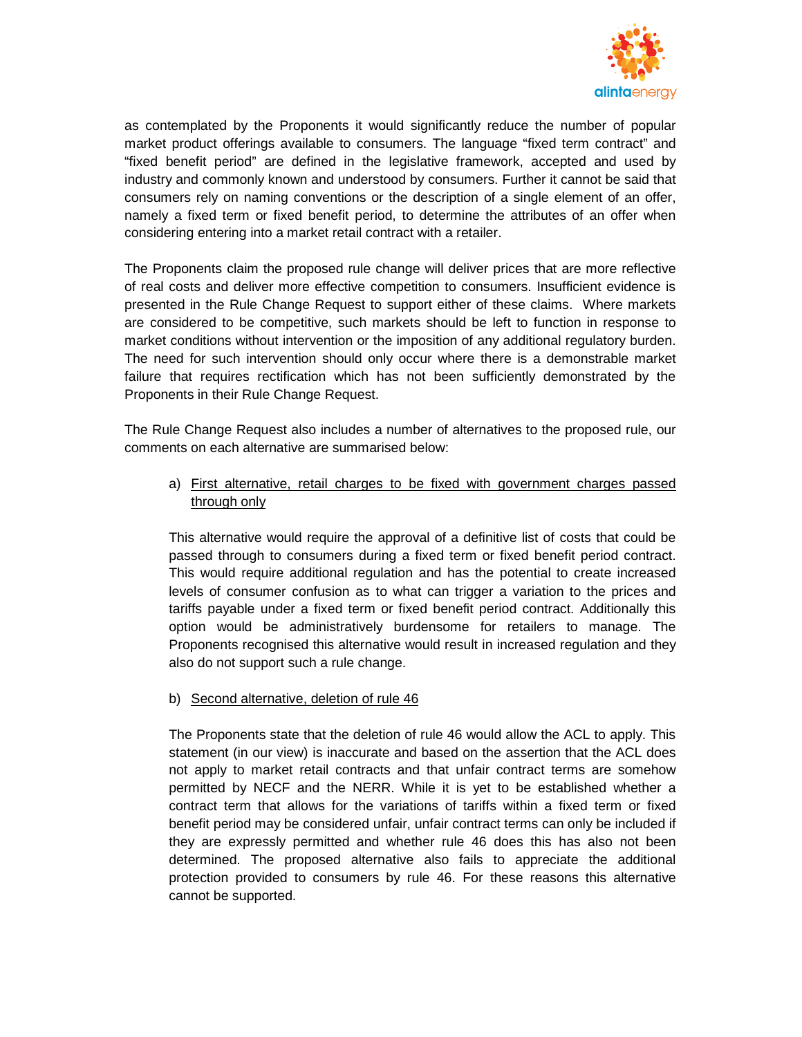as contemplated by the Proponents it would significantly reduce the number of popular market product offerings available to consumers. The language "fixed term contract" and "fixed benefit period" are defined in the legislative framework, accepted and used by industry and commonly known and understood by consumers. Further it cannot be said that consumers rely on naming conventions or the description of a single element of an offer, namely a fixed term or fixed benefit period, to determine the attributes of an offer when considering entering into a market retail contract with a retailer.

The Proponents claim the proposed rule change will deliver prices that are more reflective of real costs and deliver more effective competition to consumers. Insufficient evidence is presented in the Rule Change Request to support either of these claims. Where markets are considered to be competitive, such markets should be left to function in response to market conditions without intervention or the imposition of any additional regulatory burden. The need for such intervention should only occur where there is a demonstrable market failure that requires rectification which has not been sufficiently demonstrated by the Proponents in their Rule Change Request.

The Rule Change Request also includes a number of alternatives to the proposed rule, our comments on each alternative are summarised below:

a) First alternative, retail charges to be fixed with government charges passed through only

This alternative would require the approval of a definitive list of costs that could be passed through to consumers during a fixed term or fixed benefit period contract. This would require additional regulation and has the potential to create increased levels of consumer confusion as to what can trigger a variation to the prices and tariffs payable under a fixed term or fixed benefit period contract. Additionally this option would be administratively burdensome for retailers to manage. The Proponents recognised this alternative would result in increased regulation and they also do not support such a rule change.

b) Second alternative, deletion of rule 46

The Proponents state that the deletion of rule 46 would allow the ACL to apply. This statement (in our view) is inaccurate and based on the assertion that the ACL does not apply to market retail contracts and that unfair contract terms are somehow permitted by NECF and the NERR. While it is yet to be established whether a contract term that allows for the variations of tariffs within a fixed term or fixed benefit period may be considered unfair, unfair contract terms can only be included if they are expressly permitted and whether rule 46 does this has also not been determined. The proposed alternative also fails to appreciate the additional protection provided to consumers by rule 46. For these reasons this alternative cannot be supported.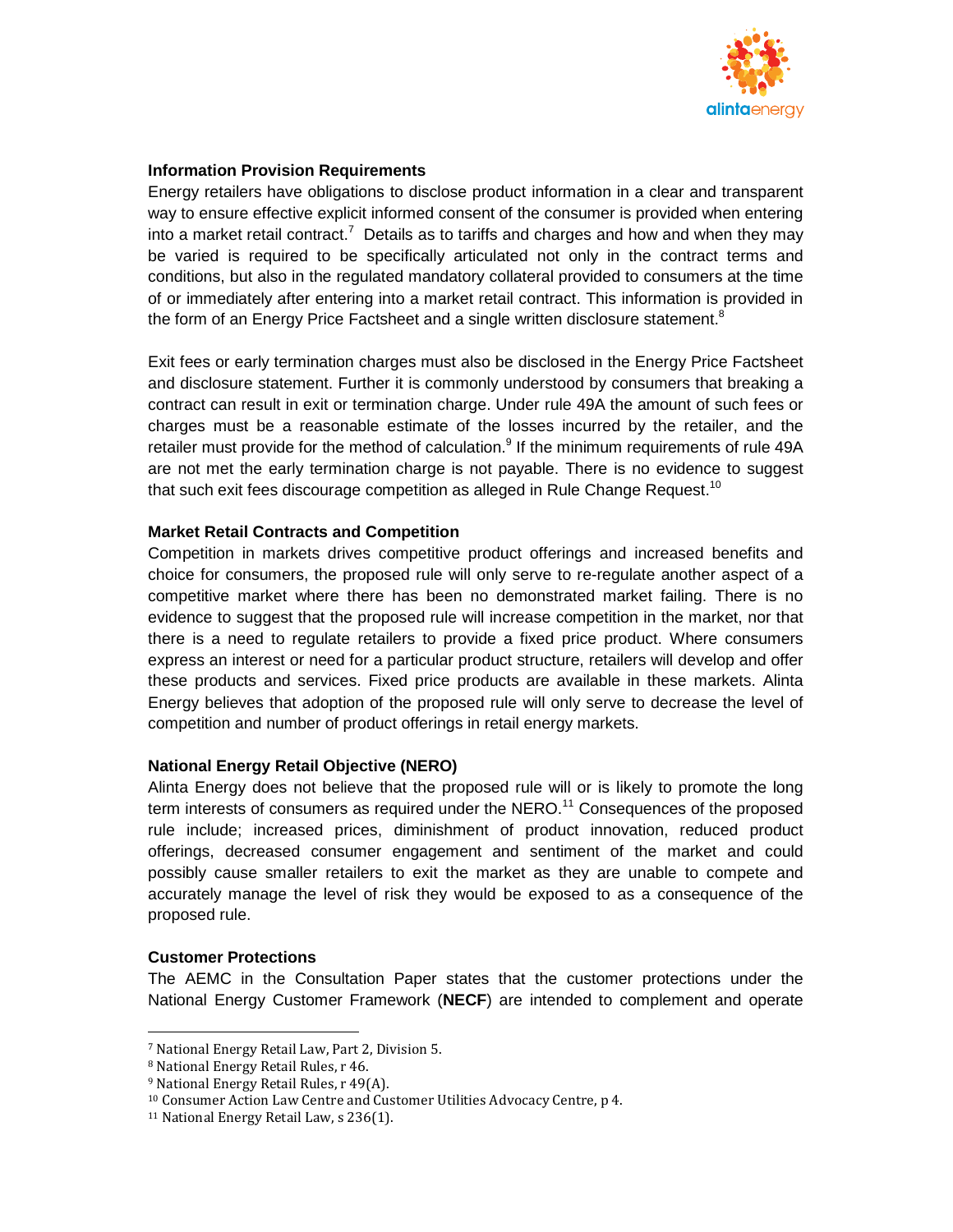**Information Provision Requirements**

Energy retailers have obligations to disclose product information in a clear and transparent way to ensure effective explicit informed consent of the consumer is provided when entering into a market retail contract.[7] Details as to tariffs and charges and how and when they may be varied is required to be specifically articulated not only in the contract terms and conditions, but also in the regulated mandatory collateral provided to consumers at the time of or immediately after entering into a market retail contract. This information is provided in the form of an Energy Price Factsheet and a single written disclosure statement.[8]

Exit fees or early termination charges must also be disclosed in the Energy Price Factsheet and disclosure statement. Further it is commonly understood by consumers that breaking a contract can result in exit or termination charge. Under rule 49A the amount of such fees or charges must be a reasonable estimate of the losses incurred by the retailer, and the retailer must provide for the method of calculation.[9] If the minimum requirements of rule 49A are not met the early termination charge is not payable. There is no evidence to suggest that such exit fees discourage competition as alleged in Rule Change Request.[10]

**Market Retail Contracts and Competition**

Competition in markets drives competitive product offerings and increased benefits and choice for consumers, the proposed rule will only serve to re-regulate another aspect of a competitive market where there has been no demonstrated market failing. There is no evidence to suggest that the proposed rule will increase competition in the market, nor that there is a need to regulate retailers to provide a fixed price product. Where consumers express an interest or need for a particular product structure, retailers will develop and offer these products and services. Fixed price products are available in these markets. Alinta Energy believes that adoption of the proposed rule will only serve to decrease the level of competition and number of product offerings in retail energy markets.

**National Energy Retail Objective (NERO)**

Alinta Energy does not believe that the proposed rule will or is likely to promote the long term interests of consumers as required under the NERO.[11] Consequences of the proposed rule include; increased prices, diminishment of product innovation, reduced product offerings, decreased consumer engagement and sentiment of the market and could possibly cause smaller retailers to exit the market as they are unable to compete and accurately manage the level of risk they would be exposed to as a consequence of the proposed rule.

**Customer Protections**

The AEMC in the Consultation Paper states that the customer protections under the National Energy Customer Framework (**NECF**) are intended to complement and operate

---

[7] National Energy Retail Law, Part 2, Division 5.

[8] National Energy Retail Rules, r 46.

[9] National Energy Retail Rules, r 49(A).

[10] Consumer Action Law Centre and Customer Utilities Advocacy Centre, p 4.

[11] National Energy Retail Law, s 236(1).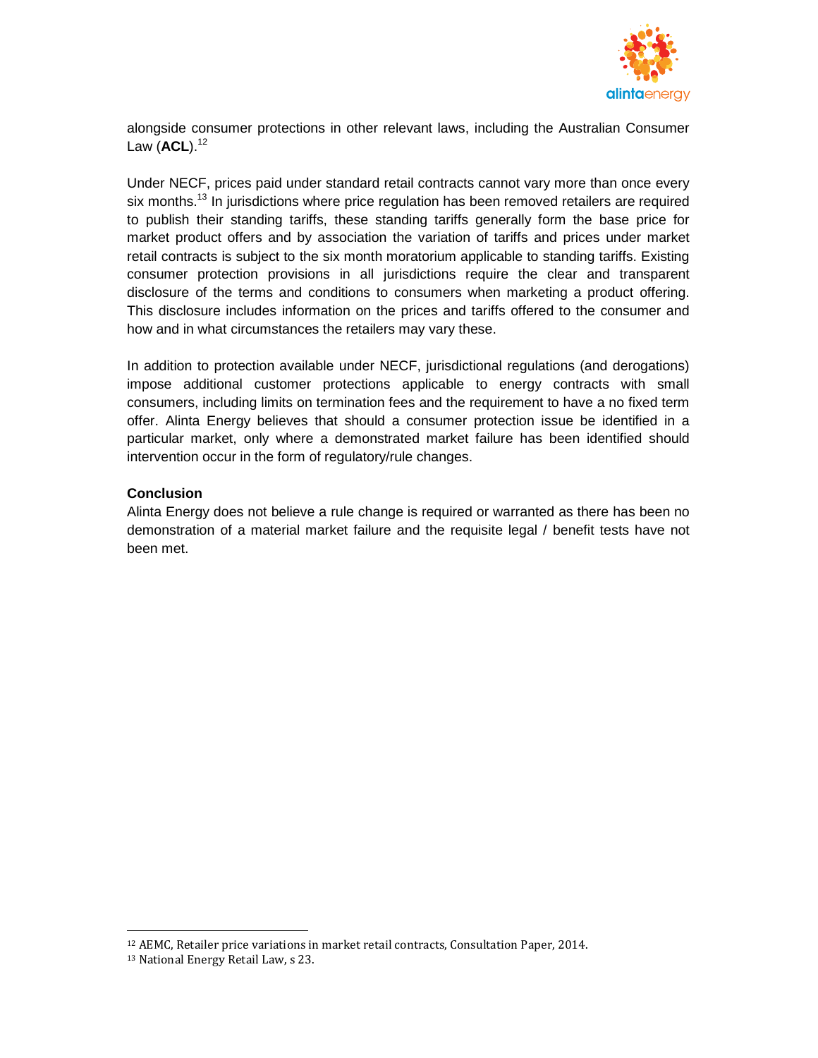alongside consumer protections in other relevant laws, including the Australian Consumer Law (**ACL**).[12]

Under NECF, prices paid under standard retail contracts cannot vary more than once every six months.[13] In jurisdictions where price regulation has been removed retailers are required to publish their standing tariffs, these standing tariffs generally form the base price for market product offers and by association the variation of tariffs and prices under market retail contracts is subject to the six month moratorium applicable to standing tariffs. Existing consumer protection provisions in all jurisdictions require the clear and transparent disclosure of the terms and conditions to consumers when marketing a product offering. This disclosure includes information on the prices and tariffs offered to the consumer and how and in what circumstances the retailers may vary these.

In addition to protection available under NECF, jurisdictional regulations (and derogations) impose additional customer protections applicable to energy contracts with small consumers, including limits on termination fees and the requirement to have a no fixed term offer. Alinta Energy believes that should a consumer protection issue be identified in a particular market, only where a demonstrated market failure has been identified should intervention occur in the form of regulatory/rule changes.

**Conclusion**

Alinta Energy does not believe a rule change is required or warranted as there has been no demonstration of a material market failure and the requisite legal / benefit tests have not been met.

[12] AEMC, Retailer price variations in market retail contracts, Consultation Paper, 2014.

[13] National Energy Retail Law, s 23.